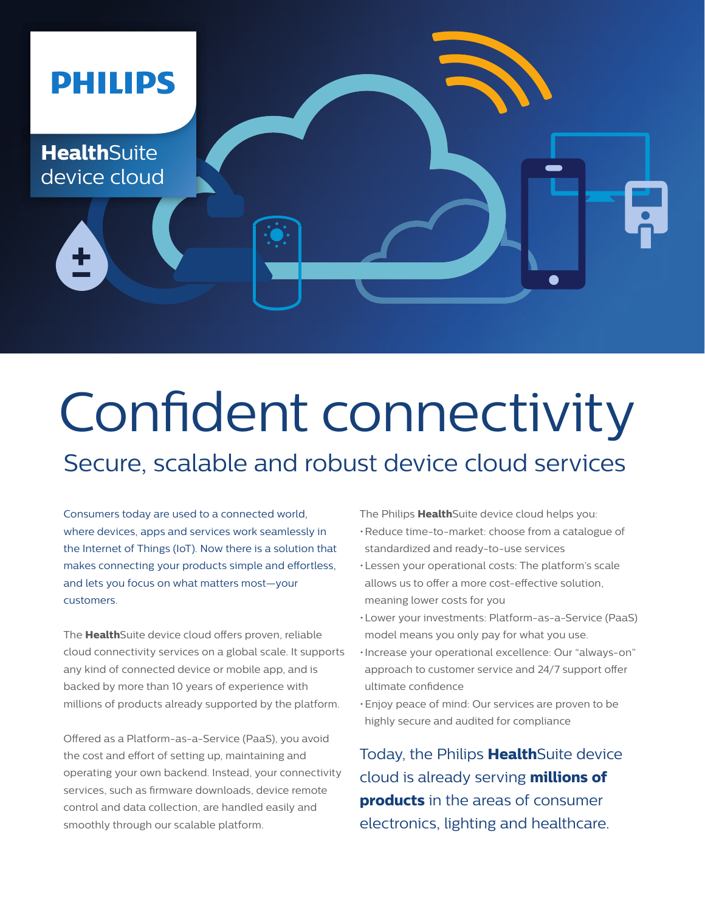**PHILIPS**

**Health**Suite device cloud

# Confident connectivity

## Secure, scalable and robust device cloud services

Consumers today are used to a connected world, where devices, apps and services work seamlessly in the Internet of Things (IoT). Now there is a solution that makes connecting your products simple and effortless, and lets you focus on what matters most—your customers.

The **Health**Suite device cloud offers proven, reliable cloud connectivity services on a global scale. It supports any kind of connected device or mobile app, and is backed by more than 10 years of experience with millions of products already supported by the platform.

Offered as a Platform-as-a-Service (PaaS), you avoid the cost and effort of setting up, maintaining and operating your own backend. Instead, your connectivity services, such as firmware downloads, device remote control and data collection, are handled easily and smoothly through our scalable platform.

The Philips **Health**Suite device cloud helps you:

- Reduce time-to-market: choose from a catalogue of standardized and ready-to-use services
- Lessen your operational costs: The platform's scale allows us to offer a more cost-effective solution, meaning lower costs for you
- Lower your investments: Platform-as-a-Service (PaaS) model means you only pay for what you use.
- Increase your operational excellence: Our "always-on" approach to customer service and 24/7 support offer ultimate confidence
- Enjoy peace of mind: Our services are proven to be highly secure and audited for compliance

Today, the Philips **Health**Suite device cloud is already serving **millions of products** in the areas of consumer electronics, lighting and healthcare.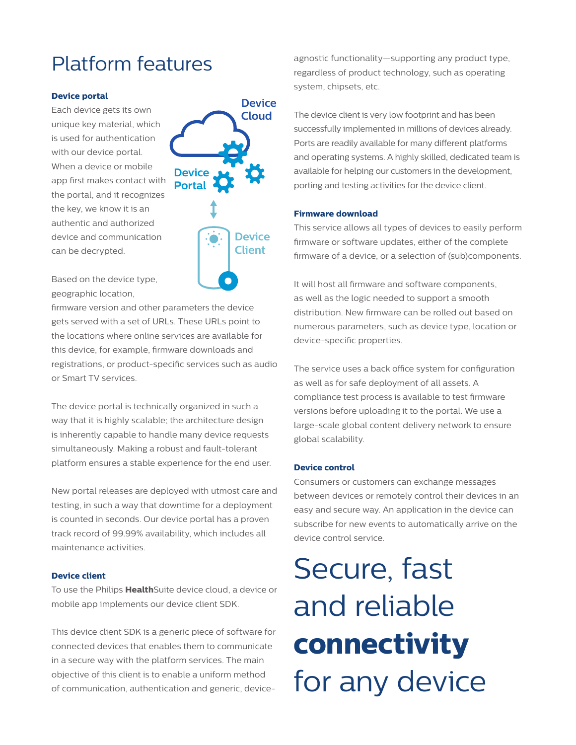# Platform features

### Device portal

Each device gets its own unique key material, which is used for authentication with our device portal. When a device or mobile app first makes contact with the portal, and it recognizes the key, we know it is an authentic and authorized device and communication can be decrypted.

Based on the device type, geographic location, firmware version and other parameters the device gets served with a set of URLs. These URLs point to the locations where online services are available for this device, for example, firmware downloads and registrations, or product-specific services such as audio or Smart TV services.

The device portal is technically organized in such a way that it is highly scalable; the architecture design is inherently capable to handle many device requests simultaneously. Making a robust and fault-tolerant platform ensures a stable experience for the end user.

New portal releases are deployed with utmost care and testing, in such a way that downtime for a deployment is counted in seconds. Our device portal has a proven track record of 99.99% availability, which includes all maintenance activities.

### Device client

To use the Philips **Health**Suite device cloud, a device or mobile app implements our device client SDK.

This device client SDK is a generic piece of software for connected devices that enables them to communicate in a secure way with the platform services. The main objective of this client is to enable a uniform method of communication, authentication and generic, device-agnostic functionality—supporting any product type, regardless of product technology, such as operating system, chipsets, etc.

The device client is very low footprint and has been successfully implemented in millions of devices already. Ports are readily available for many different platforms and operating systems. A highly skilled, dedicated team is available for helping our customers in the development, porting and testing activities for the device client.

### Firmware download

This service allows all types of devices to easily perform firmware or software updates, either of the complete firmware of a device, or a selection of (sub)components.

It will host all firmware and software components, as well as the logic needed to support a smooth distribution. New firmware can be rolled out based on numerous parameters, such as device type, location or device-specific properties.

The service uses a back office system for configuration as well as for safe deployment of all assets. A compliance test process is available to test firmware versions before uploading it to the portal. We use a large-scale global content delivery network to ensure global scalability.

### Device control

Consumers or customers can exchange messages between devices or remotely control their devices in an easy and secure way. An application in the device can subscribe for new events to automatically arrive on the device control service.

## Secure, fast and reliable **connectivity** for any device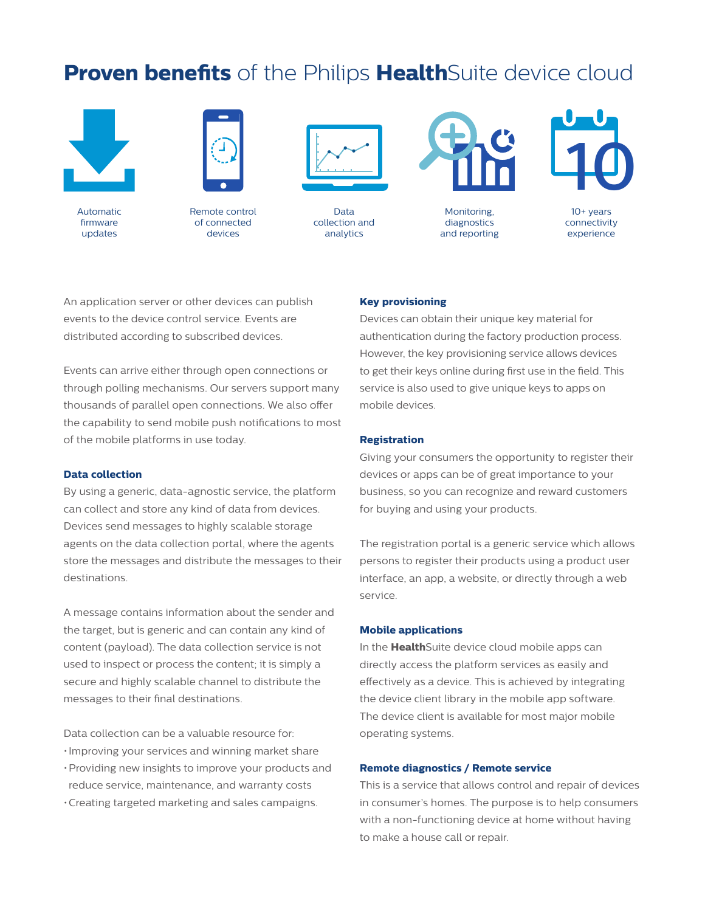# **Proven benefits** of the Philips **Health**Suite device cloud

Automatic firmware updates

Remote control of connected devices

Data collection and analytics

Monitoring, diagnostics and reporting

10+ years connectivity experience

An application server or other devices can publish events to the device control service. Events are distributed according to subscribed devices.

Events can arrive either through open connections or through polling mechanisms. Our servers support many thousands of parallel open connections. We also offer the capability to send mobile push notifications to most of the mobile platforms in use today.

### Data collection

By using a generic, data-agnostic service, the platform can collect and store any kind of data from devices. Devices send messages to highly scalable storage agents on the data collection portal, where the agents store the messages and distribute the messages to their destinations.

A message contains information about the sender and the target, but is generic and can contain any kind of content (payload). The data collection service is not used to inspect or process the content; it is simply a secure and highly scalable channel to distribute the messages to their final destinations.

Data collection can be a valuable resource for:

- Improving your services and winning market share
- Providing new insights to improve your products and reduce service, maintenance, and warranty costs
- Creating targeted marketing and sales campaigns.

### Key provisioning

Devices can obtain their unique key material for authentication during the factory production process. However, the key provisioning service allows devices to get their keys online during first use in the field. This service is also used to give unique keys to apps on mobile devices.

### Registration

Giving your consumers the opportunity to register their devices or apps can be of great importance to your business, so you can recognize and reward customers for buying and using your products.

The registration portal is a generic service which allows persons to register their products using a product user interface, an app, a website, or directly through a web service.

### Mobile applications

In the **Health**Suite device cloud mobile apps can directly access the platform services as easily and effectively as a device. This is achieved by integrating the device client library in the mobile app software. The device client is available for most major mobile operating systems.

### Remote diagnostics / Remote service

This is a service that allows control and repair of devices in consumer's homes. The purpose is to help consumers with a non-functioning device at home without having to make a house call or repair.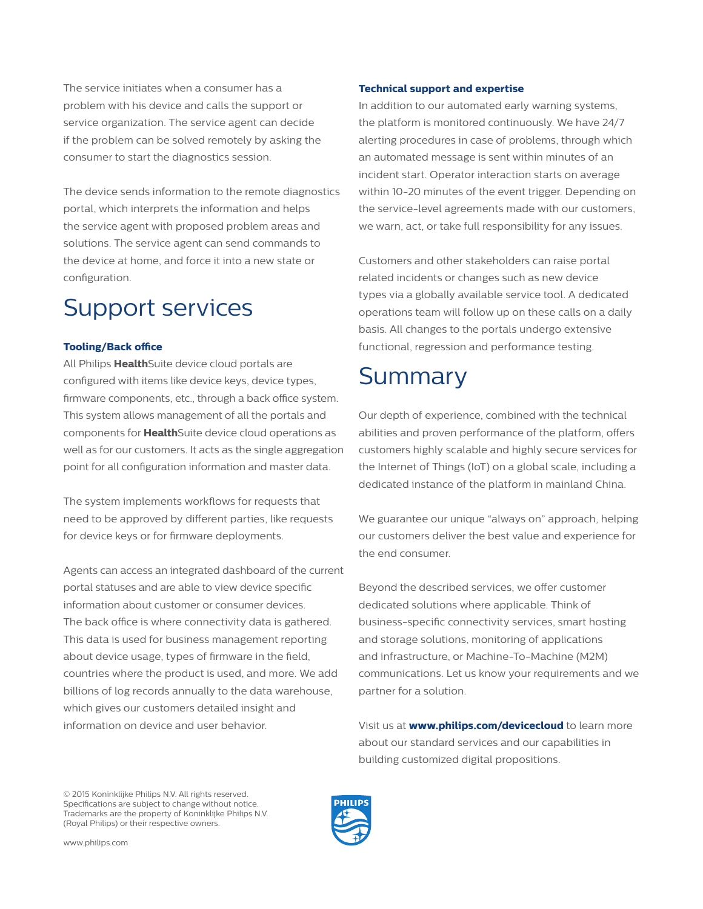The service initiates when a consumer has a problem with his device and calls the support or service organization. The service agent can decide if the problem can be solved remotely by asking the consumer to start the diagnostics session.

The device sends information to the remote diagnostics portal, which interprets the information and helps the service agent with proposed problem areas and solutions. The service agent can send commands to the device at home, and force it into a new state or configuration.

# Support services

### Tooling/Back office

All Philips **Health**Suite device cloud portals are configured with items like device keys, device types, firmware components, etc., through a back office system. This system allows management of all the portals and components for **Health**Suite device cloud operations as well as for our customers. It acts as the single aggregation point for all configuration information and master data.

The system implements workflows for requests that need to be approved by different parties, like requests for device keys or for firmware deployments.

Agents can access an integrated dashboard of the current portal statuses and are able to view device specific information about customer or consumer devices. The back office is where connectivity data is gathered. This data is used for business management reporting about device usage, types of firmware in the field, countries where the product is used, and more. We add billions of log records annually to the data warehouse, which gives our customers detailed insight and information on device and user behavior.

### Technical support and expertise

In addition to our automated early warning systems, the platform is monitored continuously. We have 24/7 alerting procedures in case of problems, through which an automated message is sent within minutes of an incident start. Operator interaction starts on average within 10-20 minutes of the event trigger. Depending on the service-level agreements made with our customers, we warn, act, or take full responsibility for any issues.

Customers and other stakeholders can raise portal related incidents or changes such as new device types via a globally available service tool. A dedicated operations team will follow up on these calls on a daily basis. All changes to the portals undergo extensive functional, regression and performance testing.

# Summary

Our depth of experience, combined with the technical abilities and proven performance of the platform, offers customers highly scalable and highly secure services for the Internet of Things (IoT) on a global scale, including a dedicated instance of the platform in mainland China.

We guarantee our unique “always on” approach, helping our customers deliver the best value and experience for the end consumer.

Beyond the described services, we offer customer dedicated solutions where applicable. Think of business-specific connectivity services, smart hosting and storage solutions, monitoring of applications and infrastructure, or Machine-To-Machine (M2M) communications. Let us know your requirements and we partner for a solution.

Visit us at **www.philips.com/devicecloud** to learn more about our standard services and our capabilities in building customized digital propositions.

© 2015 Koninklijke Philips N.V. All rights reserved.
Specifications are subject to change without notice.
Trademarks are the property of Koninklijke Philips N.V. (Royal Philips) or their respective owners.

www.philips.com